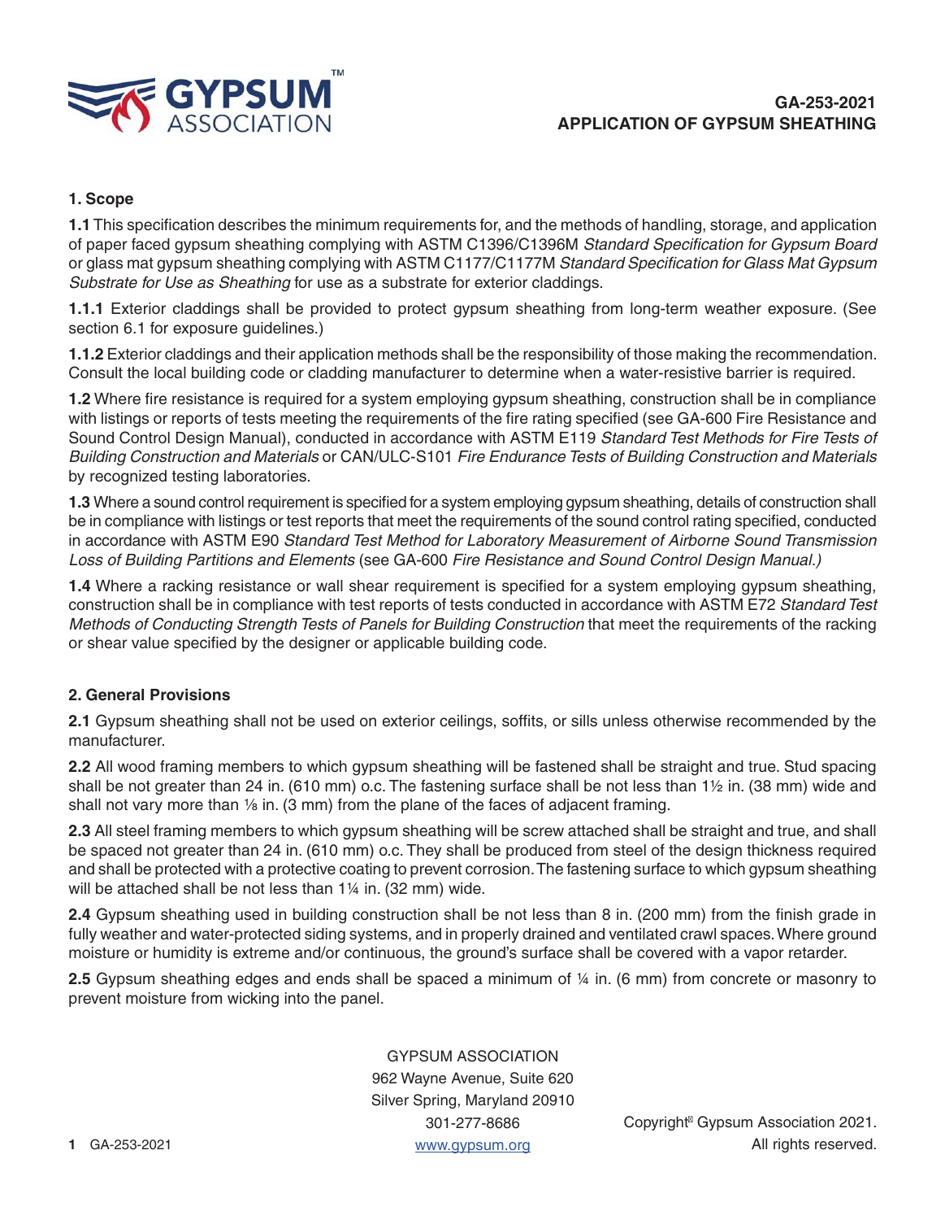# GA-253-2021
# APPLICATION OF GYPSUM SHEATHING

## 1. Scope

**1.1** This specification describes the minimum requirements for, and the methods of handling, storage, and application of paper faced gypsum sheathing complying with ASTM C1396/C1396M *Standard Specification for Gypsum Board* or glass mat gypsum sheathing complying with ASTM C1177/C1177M *Standard Specification for Glass Mat Gypsum Substrate for Use as Sheathing* for use as a substrate for exterior claddings.

**1.1.1** Exterior claddings shall be provided to protect gypsum sheathing from long-term weather exposure. (See section 6.1 for exposure guidelines.)

**1.1.2** Exterior claddings and their application methods shall be the responsibility of those making the recommendation. Consult the local building code or cladding manufacturer to determine when a water-resistive barrier is required.

**1.2** Where fire resistance is required for a system employing gypsum sheathing, construction shall be in compliance with listings or reports of tests meeting the requirements of the fire rating specified (see GA-600 Fire Resistance and Sound Control Design Manual), conducted in accordance with ASTM E119 *Standard Test Methods for Fire Tests of Building Construction and Materials* or CAN/ULC-S101 *Fire Endurance Tests of Building Construction and Materials* by recognized testing laboratories.

**1.3** Where a sound control requirement is specified for a system employing gypsum sheathing, details of construction shall be in compliance with listings or test reports that meet the requirements of the sound control rating specified, conducted in accordance with ASTM E90 *Standard Test Method for Laboratory Measurement of Airborne Sound Transmission Loss of Building Partitions and Elements* (see GA-600 *Fire Resistance and Sound Control Design Manual.)*

**1.4** Where a racking resistance or wall shear requirement is specified for a system employing gypsum sheathing, construction shall be in compliance with test reports of tests conducted in accordance with ASTM E72 *Standard Test Methods of Conducting Strength Tests of Panels for Building Construction* that meet the requirements of the racking or shear value specified by the designer or applicable building code.

## 2. General Provisions

**2.1** Gypsum sheathing shall not be used on exterior ceilings, soffits, or sills unless otherwise recommended by the manufacturer.

**2.2** All wood framing members to which gypsum sheathing will be fastened shall be straight and true. Stud spacing shall be not greater than 24 in. (610 mm) o.c. The fastening surface shall be not less than 1½ in. (38 mm) wide and shall not vary more than ⅛ in. (3 mm) from the plane of the faces of adjacent framing.

**2.3** All steel framing members to which gypsum sheathing will be screw attached shall be straight and true, and shall be spaced not greater than 24 in. (610 mm) o.c. They shall be produced from steel of the design thickness required and shall be protected with a protective coating to prevent corrosion. The fastening surface to which gypsum sheathing will be attached shall be not less than 1¼ in. (32 mm) wide.

**2.4** Gypsum sheathing used in building construction shall be not less than 8 in. (200 mm) from the finish grade in fully weather and water-protected siding systems, and in properly drained and ventilated crawl spaces. Where ground moisture or humidity is extreme and/or continuous, the ground's surface shall be covered with a vapor retarder.

**2.5** Gypsum sheathing edges and ends shall be spaced a minimum of ¼ in. (6 mm) from concrete or masonry to prevent moisture from wicking into the panel.

GYPSUM ASSOCIATION
962 Wayne Avenue, Suite 620
Silver Spring, Maryland 20910
301-277-8686
www.gypsum.org

Copyright© Gypsum Association 2021.
All rights reserved.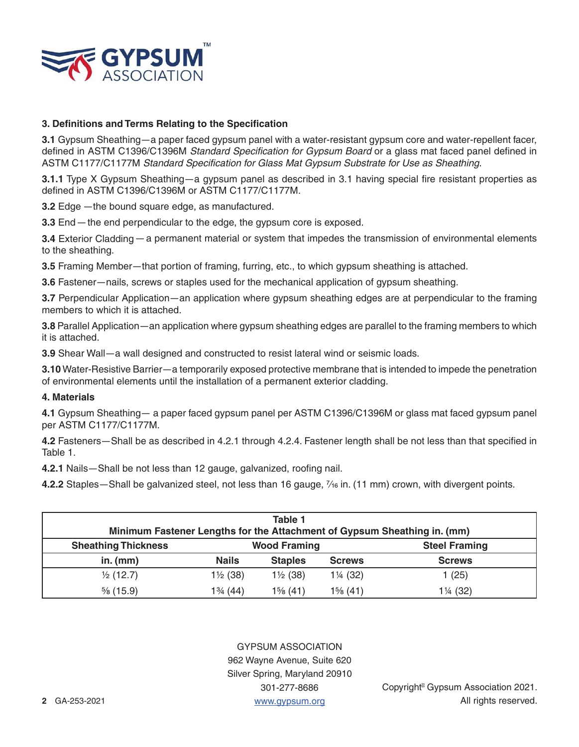### 3. Definitions and Terms Relating to the Specification

**3.1** Gypsum Sheathing—a paper faced gypsum panel with a water-resistant gypsum core and water-repellent facer, defined in ASTM C1396/C1396M *Standard Specification for Gypsum Board* or a glass mat faced panel defined in ASTM C1177/C1177M *Standard Specification for Glass Mat Gypsum Substrate for Use as Sheathing*.

**3.1.1** Type X Gypsum Sheathing—a gypsum panel as described in 3.1 having special fire resistant properties as defined in ASTM C1396/C1396M or ASTM C1177/C1177M.

**3.2** Edge —the bound square edge, as manufactured.

**3.3** End — the end perpendicular to the edge, the gypsum core is exposed.

**3.4** Exterior Cladding — a permanent material or system that impedes the transmission of environmental elements to the sheathing.

**3.5** Framing Member—that portion of framing, furring, etc., to which gypsum sheathing is attached.

**3.6** Fastener—nails, screws or staples used for the mechanical application of gypsum sheathing.

**3.7** Perpendicular Application—an application where gypsum sheathing edges are at perpendicular to the framing members to which it is attached.

**3.8** Parallel Application—an application where gypsum sheathing edges are parallel to the framing members to which it is attached.

**3.9** Shear Wall—a wall designed and constructed to resist lateral wind or seismic loads.

**3.10** Water-Resistive Barrier—a temporarily exposed protective membrane that is intended to impede the penetration of environmental elements until the installation of a permanent exterior cladding.

### 4. Materials

**4.1** Gypsum Sheathing— a paper faced gypsum panel per ASTM C1396/C1396M or glass mat faced gypsum panel per ASTM C1177/C1177M.

**4.2** Fasteners—Shall be as described in 4.2.1 through 4.2.4. Fastener length shall be not less than that specified in Table 1.

**4.2.1** Nails—Shall be not less than 12 gauge, galvanized, roofing nail.

**4.2.2** Staples—Shall be galvanized steel, not less than 16 gauge, 7⁄16 in. (11 mm) crown, with divergent points.

**Table 1**
**Minimum Fastener Lengths for the Attachment of Gypsum Sheathing in. (mm)**

| Sheathing Thickness | Wood Framing | | | Steel Framing |
|---|---|---|---|---|
| in. (mm) | Nails | Staples | Screws | Screws |
| ½ (12.7) | 1½ (38) | 1½ (38) | 1¼ (32) | 1 (25) |
| ⅝ (15.9) | 1¾ (44) | 1⅝ (41) | 1⅝ (41) | 1¼ (32) |

GYPSUM ASSOCIATION
962 Wayne Avenue, Suite 620
Silver Spring, Maryland 20910
301-277-8686
www.gypsum.org

Copyright© Gypsum Association 2021.
All rights reserved.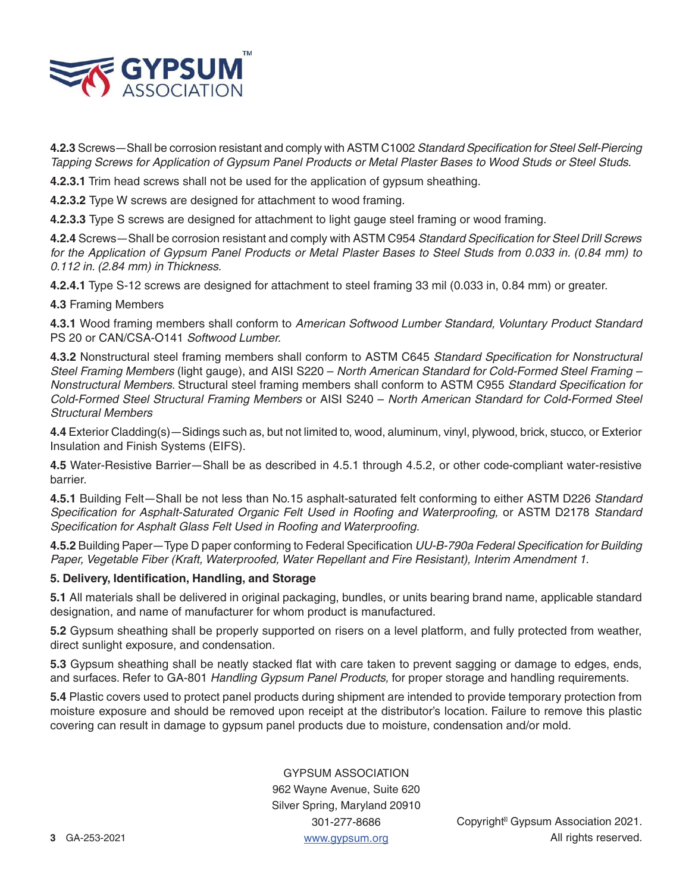**4.2.3** Screws—Shall be corrosion resistant and comply with ASTM C1002 *Standard Specification for Steel Self-Piercing Tapping Screws for Application of Gypsum Panel Products or Metal Plaster Bases to Wood Studs or Steel Studs.*

**4.2.3.1** Trim head screws shall not be used for the application of gypsum sheathing.

**4.2.3.2** Type W screws are designed for attachment to wood framing.

**4.2.3.3** Type S screws are designed for attachment to light gauge steel framing or wood framing.

**4.2.4** Screws—Shall be corrosion resistant and comply with ASTM C954 *Standard Specification for Steel Drill Screws for the Application of Gypsum Panel Products or Metal Plaster Bases to Steel Studs from 0.033 in. (0.84 mm) to 0.112 in. (2.84 mm) in Thickness.*

**4.2.4.1** Type S-12 screws are designed for attachment to steel framing 33 mil (0.033 in, 0.84 mm) or greater.

**4.3** Framing Members

**4.3.1** Wood framing members shall conform to *American Softwood Lumber Standard, Voluntary Product Standard* PS 20 or CAN/CSA-O141 *Softwood Lumber.*

**4.3.2** Nonstructural steel framing members shall conform to ASTM C645 *Standard Specification for Nonstructural Steel Framing Members* (light gauge), and AISI S220 – *North American Standard for Cold-Formed Steel Framing – Nonstructural Members*. Structural steel framing members shall conform to ASTM C955 *Standard Specification for Cold-Formed Steel Structural Framing Members* or AISI S240 – *North American Standard for Cold-Formed Steel Structural Members*

**4.4** Exterior Cladding(s)—Sidings such as, but not limited to, wood, aluminum, vinyl, plywood, brick, stucco, or Exterior Insulation and Finish Systems (EIFS).

**4.5** Water-Resistive Barrier—Shall be as described in 4.5.1 through 4.5.2, or other code-compliant water-resistive barrier.

**4.5.1** Building Felt—Shall be not less than No.15 asphalt-saturated felt conforming to either ASTM D226 *Standard Specification for Asphalt-Saturated Organic Felt Used in Roofing and Waterproofing,* or ASTM D2178 *Standard Specification for Asphalt Glass Felt Used in Roofing and Waterproofing.*

**4.5.2** Building Paper—Type D paper conforming to Federal Specification *UU-B-790a Federal Specification for Building Paper, Vegetable Fiber (Kraft, Waterproofed, Water Repellant and Fire Resistant), Interim Amendment 1*.

## 5. Delivery, Identification, Handling, and Storage

**5.1** All materials shall be delivered in original packaging, bundles, or units bearing brand name, applicable standard designation, and name of manufacturer for whom product is manufactured.

**5.2** Gypsum sheathing shall be properly supported on risers on a level platform, and fully protected from weather, direct sunlight exposure, and condensation.

**5.3** Gypsum sheathing shall be neatly stacked flat with care taken to prevent sagging or damage to edges, ends, and surfaces. Refer to GA-801 *Handling Gypsum Panel Products,* for proper storage and handling requirements.

**5.4** Plastic covers used to protect panel products during shipment are intended to provide temporary protection from moisture exposure and should be removed upon receipt at the distributor's location. Failure to remove this plastic covering can result in damage to gypsum panel products due to moisture, condensation and/or mold.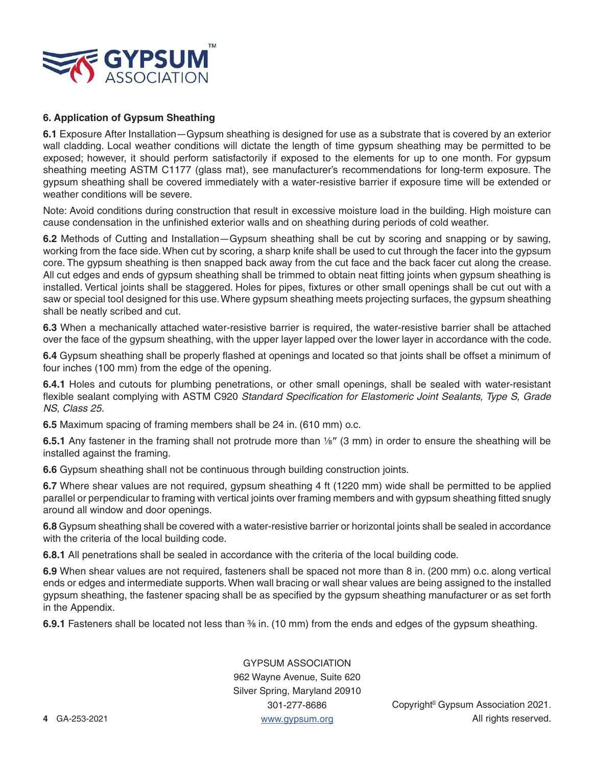## 6. Application of Gypsum Sheathing

**6.1** Exposure After Installation—Gypsum sheathing is designed for use as a substrate that is covered by an exterior wall cladding. Local weather conditions will dictate the length of time gypsum sheathing may be permitted to be exposed; however, it should perform satisfactorily if exposed to the elements for up to one month. For gypsum sheathing meeting ASTM C1177 (glass mat), see manufacturer's recommendations for long-term exposure. The gypsum sheathing shall be covered immediately with a water-resistive barrier if exposure time will be extended or weather conditions will be severe.

Note: Avoid conditions during construction that result in excessive moisture load in the building. High moisture can cause condensation in the unfinished exterior walls and on sheathing during periods of cold weather.

**6.2** Methods of Cutting and Installation—Gypsum sheathing shall be cut by scoring and snapping or by sawing, working from the face side. When cut by scoring, a sharp knife shall be used to cut through the facer into the gypsum core. The gypsum sheathing is then snapped back away from the cut face and the back facer cut along the crease. All cut edges and ends of gypsum sheathing shall be trimmed to obtain neat fitting joints when gypsum sheathing is installed. Vertical joints shall be staggered. Holes for pipes, fixtures or other small openings shall be cut out with a saw or special tool designed for this use. Where gypsum sheathing meets projecting surfaces, the gypsum sheathing shall be neatly scribed and cut.

**6.3** When a mechanically attached water-resistive barrier is required, the water-resistive barrier shall be attached over the face of the gypsum sheathing, with the upper layer lapped over the lower layer in accordance with the code.

**6.4** Gypsum sheathing shall be properly flashed at openings and located so that joints shall be offset a minimum of four inches (100 mm) from the edge of the opening.

**6.4.1** Holes and cutouts for plumbing penetrations, or other small openings, shall be sealed with water-resistant flexible sealant complying with ASTM C920 *Standard Specification for Elastomeric Joint Sealants, Type S, Grade NS, Class 25.*

**6.5** Maximum spacing of framing members shall be 24 in. (610 mm) o.c.

**6.5.1** Any fastener in the framing shall not protrude more than ⅛″ (3 mm) in order to ensure the sheathing will be installed against the framing.

**6.6** Gypsum sheathing shall not be continuous through building construction joints.

**6.7** Where shear values are not required, gypsum sheathing 4 ft (1220 mm) wide shall be permitted to be applied parallel or perpendicular to framing with vertical joints over framing members and with gypsum sheathing fitted snugly around all window and door openings.

**6.8** Gypsum sheathing shall be covered with a water-resistive barrier or horizontal joints shall be sealed in accordance with the criteria of the local building code.

**6.8.1** All penetrations shall be sealed in accordance with the criteria of the local building code.

**6.9** When shear values are not required, fasteners shall be spaced not more than 8 in. (200 mm) o.c. along vertical ends or edges and intermediate supports. When wall bracing or wall shear values are being assigned to the installed gypsum sheathing, the fastener spacing shall be as specified by the gypsum sheathing manufacturer or as set forth in the Appendix.

**6.9.1** Fasteners shall be located not less than ⅜ in. (10 mm) from the ends and edges of the gypsum sheathing.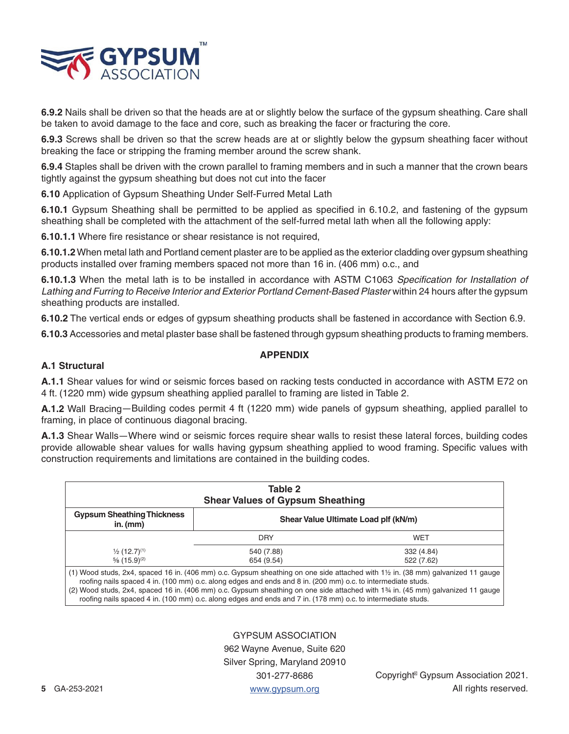**6.9.2** Nails shall be driven so that the heads are at or slightly below the surface of the gypsum sheathing. Care shall be taken to avoid damage to the face and core, such as breaking the facer or fracturing the core.

**6.9.3** Screws shall be driven so that the screw heads are at or slightly below the gypsum sheathing facer without breaking the face or stripping the framing member around the screw shank.

**6.9.4** Staples shall be driven with the crown parallel to framing members and in such a manner that the crown bears tightly against the gypsum sheathing but does not cut into the facer

**6.10** Application of Gypsum Sheathing Under Self-Furred Metal Lath

**6.10.1** Gypsum Sheathing shall be permitted to be applied as specified in 6.10.2, and fastening of the gypsum sheathing shall be completed with the attachment of the self-furred metal lath when all the following apply:

**6.10.1.1** Where fire resistance or shear resistance is not required,

**6.10.1.2** When metal lath and Portland cement plaster are to be applied as the exterior cladding over gypsum sheathing products installed over framing members spaced not more than 16 in. (406 mm) o.c., and

**6.10.1.3** When the metal lath is to be installed in accordance with ASTM C1063 *Specification for Installation of Lathing and Furring to Receive Interior and Exterior Portland Cement-Based Plaster* within 24 hours after the gypsum sheathing products are installed.

**6.10.2** The vertical ends or edges of gypsum sheathing products shall be fastened in accordance with Section 6.9.

**6.10.3** Accessories and metal plaster base shall be fastened through gypsum sheathing products to framing members.

## APPENDIX

### A.1 Structural

**A.1.1** Shear values for wind or seismic forces based on racking tests conducted in accordance with ASTM E72 on 4 ft. (1220 mm) wide gypsum sheathing applied parallel to framing are listed in Table 2.

**A.1.2** Wall Bracing—Building codes permit 4 ft (1220 mm) wide panels of gypsum sheathing, applied parallel to framing, in place of continuous diagonal bracing.

**A.1.3** Shear Walls—Where wind or seismic forces require shear walls to resist these lateral forces, building codes provide allowable shear values for walls having gypsum sheathing applied to wood framing. Specific values with construction requirements and limitations are contained in the building codes.

**Table 2**
**Shear Values of Gypsum Sheathing**

| Gypsum Sheathing Thickness in. (mm) | Shear Value Ultimate Load plf (kN/m) | |
|---|---|---|
| | DRY | WET |
| ½ (12.7)[1] | 540 (7.88) | 332 (4.84) |
| ⅝ (15.9)[2] | 654 (9.54) | 522 (7.62) |

(1) Wood studs, 2x4, spaced 16 in. (406 mm) o.c. Gypsum sheathing on one side attached with 1½ in. (38 mm) galvanized 11 gauge roofing nails spaced 4 in. (100 mm) o.c. along edges and ends and 8 in. (200 mm) o.c. to intermediate studs.
(2) Wood studs, 2x4, spaced 16 in. (406 mm) o.c. Gypsum sheathing on one side attached with 1¾ in. (45 mm) galvanized 11 gauge roofing nails spaced 4 in. (100 mm) o.c. along edges and ends and 7 in. (178 mm) o.c. to intermediate studs.

GYPSUM ASSOCIATION
962 Wayne Avenue, Suite 620
Silver Spring, Maryland 20910
301-277-8686
www.gypsum.org

Copyright© Gypsum Association 2021.
All rights reserved.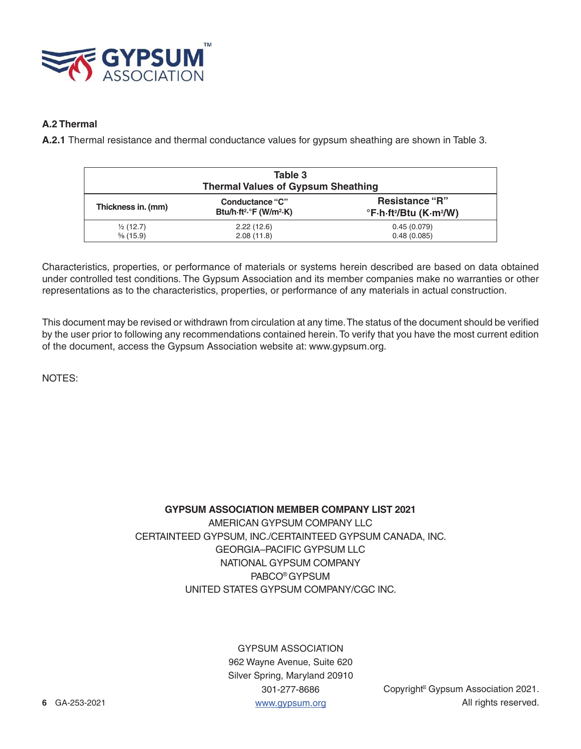### A.2 Thermal

**A.2.1** Thermal resistance and thermal conductance values for gypsum sheathing are shown in Table 3.

| Table 3<br>Thermal Values of Gypsum Sheathing | | |
|---|---|---|
| **Thickness in. (mm)** | **Conductance "C"**<br>**Btu/h·ft²·°F (W/m²·K)** | **Resistance "R"**<br>**°F·h·ft²/Btu (K·m²/W)** |
| ½ (12.7) | 2.22 (12.6) | 0.45 (0.079) |
| ⅝ (15.9) | 2.08 (11.8) | 0.48 (0.085) |

Characteristics, properties, or performance of materials or systems herein described are based on data obtained under controlled test conditions. The Gypsum Association and its member companies make no warranties or other representations as to the characteristics, properties, or performance of any materials in actual construction.

This document may be revised or withdrawn from circulation at any time. The status of the document should be verified by the user prior to following any recommendations contained herein. To verify that you have the most current edition of the document, access the Gypsum Association website at: www.gypsum.org.

NOTES:

**GYPSUM ASSOCIATION MEMBER COMPANY LIST 2021**

AMERICAN GYPSUM COMPANY LLC
CERTAINTEED GYPSUM, INC./CERTAINTEED GYPSUM CANADA, INC.
GEORGIA–PACIFIC GYPSUM LLC
NATIONAL GYPSUM COMPANY
PABCO® GYPSUM
UNITED STATES GYPSUM COMPANY/CGC INC.

GYPSUM ASSOCIATION
962 Wayne Avenue, Suite 620
Silver Spring, Maryland 20910
301-277-8686
www.gypsum.org

Copyright© Gypsum Association 2021.
All rights reserved.

GA-253-2021